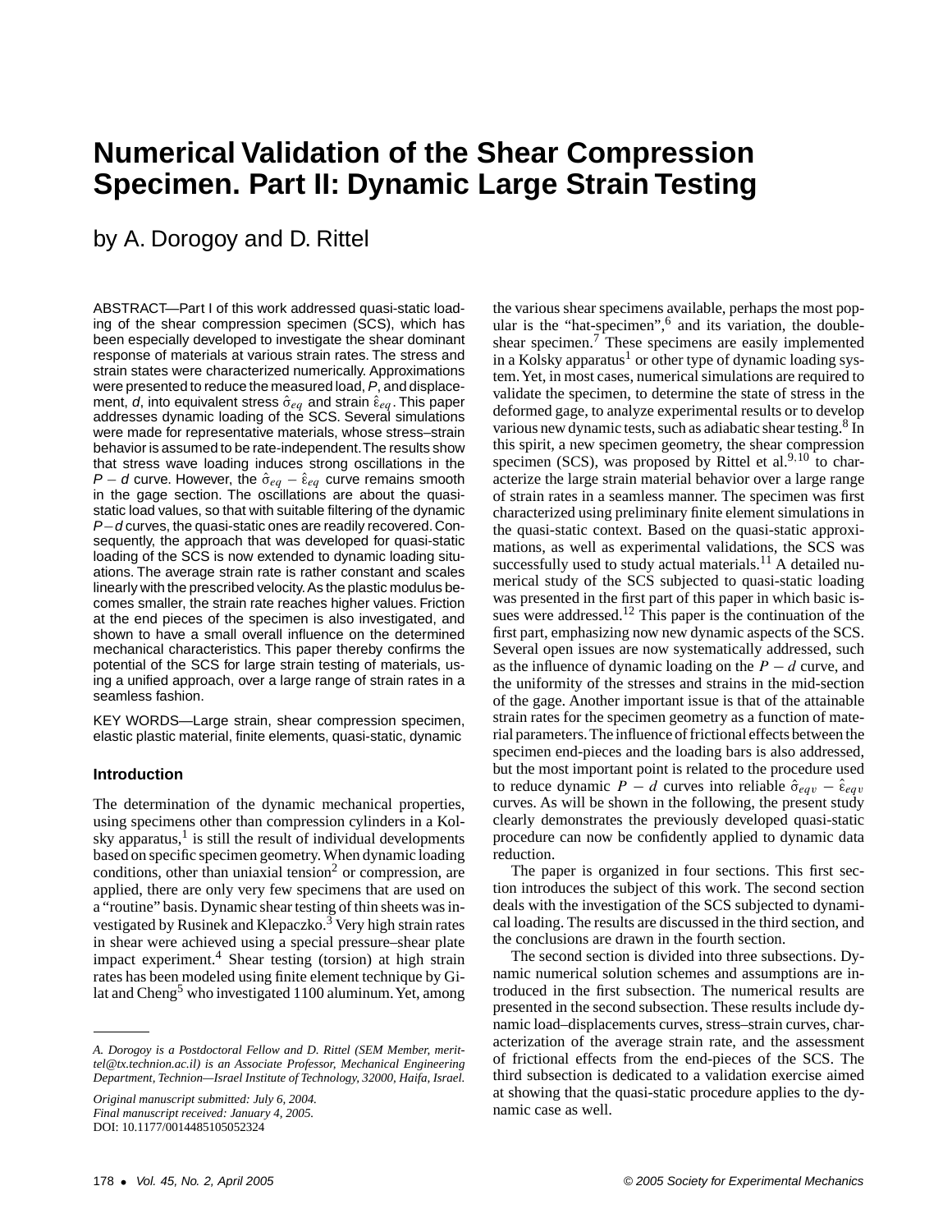# Numerical Validation of the Shear Compression Specimen. Part II: Dynamic Large Strain Testing

by A. Dorogoy and D. Rittel

ABSTRACT—Part I of this work addressed quasi-static loading of the shear compression specimen (SCS), which has been especially developed to investigate the shear dominant response of materials at various strain rates. The stress and strain states were characterized numerically. Approximations were presented to reduce the measured load, *P*, and displacement, *d*, into equivalent stress $\hat{\sigma}_{eq}$ and strain $\hat{\varepsilon}_{eq}$. This paper addresses dynamic loading of the SCS. Several simulations were made for representative materials, whose stress–strain behavior is assumed to be rate-independent. The results show that stress wave loading induces strong oscillations in the $P-d$ curve. However, the $\hat{\sigma}_{eq} - \hat{\varepsilon}_{eq}$ curve remains smooth in the gage section. The oscillations are about the quasi-static load values, so that with suitable filtering of the dynamic $P-d$ curves, the quasi-static ones are readily recovered. Consequently, the approach that was developed for quasi-static loading of the SCS is now extended to dynamic loading situations. The average strain rate is rather constant and scales linearly with the prescribed velocity. As the plastic modulus becomes smaller, the strain rate reaches higher values. Friction at the end pieces of the specimen is also investigated, and shown to have a small overall influence on the determined mechanical characteristics. This paper thereby confirms the potential of the SCS for large strain testing of materials, using a unified approach, over a large range of strain rates in a seamless fashion.

KEY WORDS—Large strain, shear compression specimen, elastic plastic material, finite elements, quasi-static, dynamic

## Introduction

The determination of the dynamic mechanical properties, using specimens other than compression cylinders in a Kolsky apparatus,[1] is still the result of individual developments based on specific specimen geometry. When dynamic loading conditions, other than uniaxial tension[2] or compression, are applied, there are only very few specimens that are used on a "routine" basis. Dynamic shear testing of thin sheets was investigated by Rusinek and Klepaczko.[3] Very high strain rates in shear were achieved using a special pressure–shear plate impact experiment.[4] Shear testing (torsion) at high strain rates has been modeled using finite element technique by Gilat and Cheng[5] who investigated 1100 aluminum. Yet, among the various shear specimens available, perhaps the most popular is the "hat-specimen",[6] and its variation, the double-shear specimen.[7] These specimens are easily implemented in a Kolsky apparatus[1] or other type of dynamic loading system. Yet, in most cases, numerical simulations are required to validate the specimen, to determine the state of stress in the deformed gage, to analyze experimental results or to develop various new dynamic tests, such as adiabatic shear testing.[8] In this spirit, a new specimen geometry, the shear compression specimen (SCS), was proposed by Rittel et al.[9,10] to characterize the large strain material behavior over a large range of strain rates in a seamless manner. The specimen was first characterized using preliminary finite element simulations in the quasi-static context. Based on the quasi-static approximations, as well as experimental validations, the SCS was successfully used to study actual materials.[11] A detailed numerical study of the SCS subjected to quasi-static loading was presented in the first part of this paper in which basic issues were addressed.[12] This paper is the continuation of the first part, emphasizing now new dynamic aspects of the SCS. Several open issues are now systematically addressed, such as the influence of dynamic loading on the $P-d$ curve, and the uniformity of the stresses and strains in the mid-section of the gage. Another important issue is that of the attainable strain rates for the specimen geometry as a function of material parameters. The influence of frictional effects between the specimen end-pieces and the loading bars is also addressed, but the most important point is related to the procedure used to reduce dynamic $P-d$ curves into reliable $\hat{\sigma}_{eqv} - \hat{\varepsilon}_{eqv}$ curves. As will be shown in the following, the present study clearly demonstrates the previously developed quasi-static procedure can now be confidently applied to dynamic data reduction.

The paper is organized in four sections. This first section introduces the subject of this work. The second section deals with the investigation of the SCS subjected to dynamical loading. The results are discussed in the third section, and the conclusions are drawn in the fourth section.

The second section is divided into three subsections. Dynamic numerical solution schemes and assumptions are introduced in the first subsection. The numerical results are presented in the second subsection. These results include dynamic load–displacements curves, stress–strain curves, characterization of the average strain rate, and the assessment of frictional effects from the end-pieces of the SCS. The third subsection is dedicated to a validation exercise aimed at showing that the quasi-static procedure applies to the dynamic case as well.

---

*A. Dorogoy is a Postdoctoral Fellow and D. Rittel (SEM Member, merittel@tx.technion.ac.il) is an Associate Professor, Mechanical Engineering Department, Technion—Israel Institute of Technology, 32000, Haifa, Israel.*

*Original manuscript submitted: July 6, 2004.*
*Final manuscript received: January 4, 2005.*
DOI: 10.1177/0014485105052324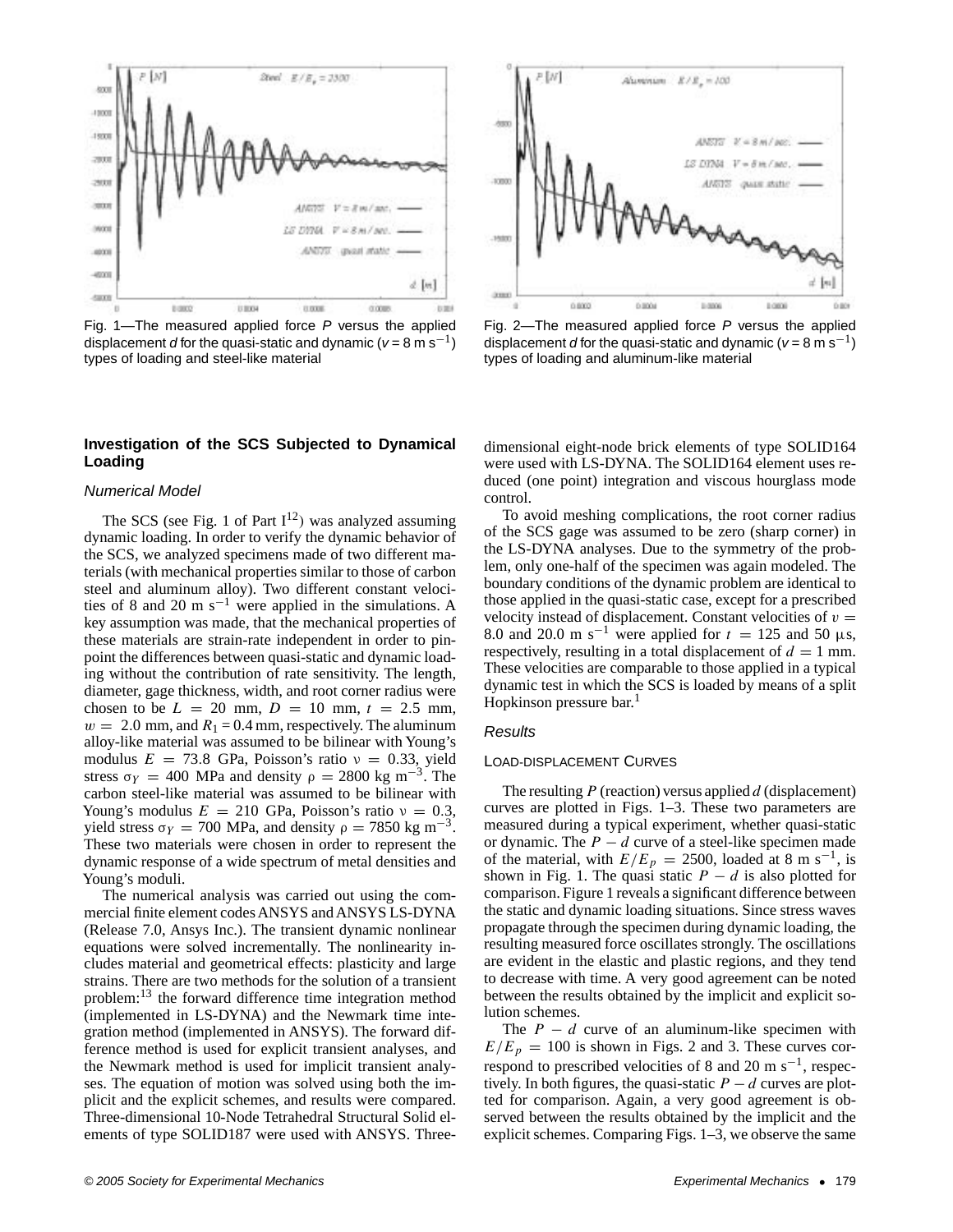Fig. 1—The measured applied force $P$ versus the applied displacement $d$ for the quasi-static and dynamic ($v = 8$ m s$^{-1}$) types of loading and steel-like material

Fig. 2—The measured applied force $P$ versus the applied displacement $d$ for the quasi-static and dynamic ($v = 8$ m s$^{-1}$) types of loading and aluminum-like material

## Investigation of the SCS Subjected to Dynamical Loading

### *Numerical Model*

The SCS (see Fig. 1 of Part I[12]) was analyzed assuming dynamic loading. In order to verify the dynamic behavior of the SCS, we analyzed specimens made of two different materials (with mechanical properties similar to those of carbon steel and aluminum alloy). Two different constant velocities of 8 and 20 m s$^{-1}$ were applied in the simulations. A key assumption was made, that the mechanical properties of these materials are strain-rate independent in order to pinpoint the differences between quasi-static and dynamic loading without the contribution of rate sensitivity. The length, diameter, gage thickness, width, and root corner radius were chosen to be $L = 20$ mm, $D = 10$ mm, $t = 2.5$ mm, $w = 2.0$ mm, and $R_1 = 0.4$ mm, respectively. The aluminum alloy-like material was assumed to be bilinear with Young's modulus $E = 73.8$ GPa, Poisson's ratio $\nu = 0.33$, yield stress $\sigma_Y = 400$ MPa and density $\rho = 2800$ kg m$^{-3}$. The carbon steel-like material was assumed to be bilinear with Young's modulus $E = 210$ GPa, Poisson's ratio $\nu = 0.3$, yield stress $\sigma_Y = 700$ MPa, and density $\rho = 7850$ kg m$^{-3}$. These two materials were chosen in order to represent the dynamic response of a wide spectrum of metal densities and Young's moduli.

The numerical analysis was carried out using the commercial finite element codes ANSYS and ANSYS LS-DYNA (Release 7.0, Ansys Inc.). The transient dynamic nonlinear equations were solved incrementally. The nonlinearity includes material and geometrical effects: plasticity and large strains. There are two methods for the solution of a transient problem:[13] the forward difference time integration method (implemented in LS-DYNA) and the Newmark time integration method (implemented in ANSYS). The forward difference method is used for explicit transient analyses, and the Newmark method is used for implicit transient analyses. The equation of motion was solved using both the implicit and the explicit schemes, and results were compared. Three-dimensional 10-Node Tetrahedral Structural Solid elements of type SOLID187 were used with ANSYS. Three-dimensional eight-node brick elements of type SOLID164 were used with LS-DYNA. The SOLID164 element uses reduced (one point) integration and viscous hourglass mode control.

To avoid meshing complications, the root corner radius of the SCS gage was assumed to be zero (sharp corner) in the LS-DYNA analyses. Due to the symmetry of the problem, only one-half of the specimen was again modeled. The boundary conditions of the dynamic problem are identical to those applied in the quasi-static case, except for a prescribed velocity instead of displacement. Constant velocities of $v = 8.0$ and $20.0$ m s$^{-1}$ were applied for $t = 125$ and $50$ μs, respectively, resulting in a total displacement of $d = 1$ mm. These velocities are comparable to those applied in a typical dynamic test in which the SCS is loaded by means of a split Hopkinson pressure bar.[1]

### *Results*

#### Load-displacement Curves

The resulting $P$ (reaction) versus applied $d$ (displacement) curves are plotted in Figs. 1–3. These two parameters are measured during a typical experiment, whether quasi-static or dynamic. The $P - d$ curve of a steel-like specimen made of the material, with $E/E_p = 2500$, loaded at 8 m s$^{-1}$, is shown in Fig. 1. The quasi static $P - d$ is also plotted for comparison. Figure 1 reveals a significant difference between the static and dynamic loading situations. Since stress waves propagate through the specimen during dynamic loading, the resulting measured force oscillates strongly. The oscillations are evident in the elastic and plastic regions, and they tend to decrease with time. A very good agreement can be noted between the results obtained by the implicit and explicit solution schemes.

The $P - d$ curve of an aluminum-like specimen with $E/E_p = 100$ is shown in Figs. 2 and 3. These curves correspond to prescribed velocities of 8 and 20 m s$^{-1}$, respectively. In both figures, the quasi-static $P - d$ curves are plotted for comparison. Again, a very good agreement is observed between the results obtained by the implicit and the explicit schemes. Comparing Figs. 1–3, we observe the same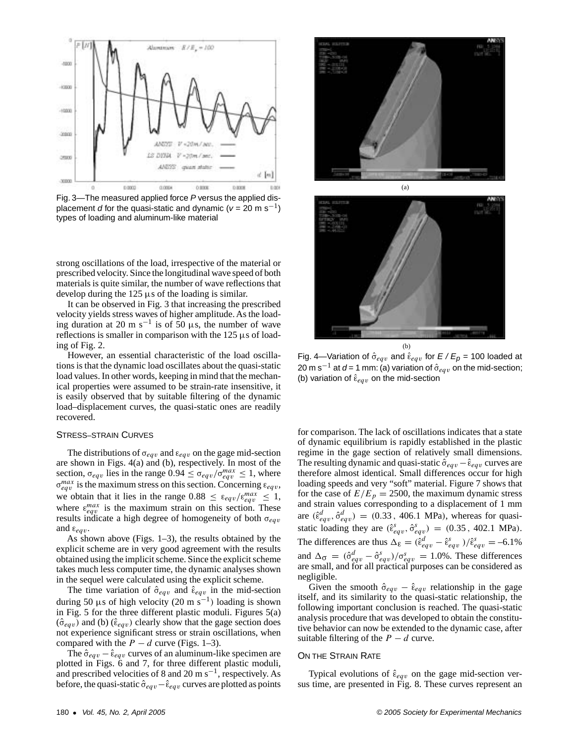Fig. 3—The measured applied force $P$ versus the applied displacement $d$ for the quasi-static and dynamic ($v$ = 20 m s$^{-1}$) types of loading and aluminum-like material

Fig. 4—Variation of $\hat{\sigma}_{eqv}$ and $\hat{\varepsilon}_{eqv}$ for $E$ / $E_p$ = 100 loaded at 20 m s$^{-1}$ at $d$ = 1 mm: (a) variation of $\hat{\sigma}_{eqv}$ on the mid-section; (b) variation of $\hat{\varepsilon}_{eqv}$ on the mid-section

strong oscillations of the load, irrespective of the material or prescribed velocity. Since the longitudinal wave speed of both materials is quite similar, the number of wave reflections that develop during the 125 μs of the loading is similar.

It can be observed in Fig. 3 that increasing the prescribed velocity yields stress waves of higher amplitude. As the loading duration at 20 m s$^{-1}$ is of 50 μs, the number of wave reflections is smaller in comparison with the 125 μs of loading of Fig. 2.

However, an essential characteristic of the load oscillations is that the dynamic load oscillates about the quasi-static load values. In other words, keeping in mind that the mechanical properties were assumed to be strain-rate insensitive, it is easily observed that by suitable filtering of the dynamic load–displacement curves, the quasi-static ones are readily recovered.

## Stress–strain Curves

The distributions of $\sigma_{eqv}$ and $\varepsilon_{eqv}$ on the gage mid-section are shown in Figs. 4(a) and (b), respectively. In most of the section, $\sigma_{eqv}$ lies in the range $0.94 \leq \sigma_{eqv}/\sigma_{eqv}^{max} \leq 1$, where $\sigma_{eqv}^{max}$ is the maximum stress on this section. Concerning $\varepsilon_{eqv}$, we obtain that it lies in the range $0.88 \leq \varepsilon_{eqv}/\varepsilon_{eqv}^{max} \leq 1$, where $\varepsilon_{eqv}^{max}$ is the maximum strain on this section. These results indicate a high degree of homogeneity of both $\sigma_{eqv}$ and $\varepsilon_{eqv}$.

As shown above (Figs. 1–3), the results obtained by the explicit scheme are in very good agreement with the results obtained using the implicit scheme. Since the explicit scheme takes much less computer time, the dynamic analyses shown in the sequel were calculated using the explicit scheme.

The time variation of $\hat{\sigma}_{eqv}$ and $\hat{\varepsilon}_{eqv}$ in the mid-section during 50 μs of high velocity (20 m s$^{-1}$) loading is shown in Fig. 5 for the three different plastic moduli. Figures 5(a) ($\hat{\sigma}_{eqv}$) and (b) ($\hat{\varepsilon}_{eqv}$) clearly show that the gage section does not experience significant stress or strain oscillations, when compared with the $P - d$ curve (Figs. 1–3).

The $\hat{\sigma}_{eqv} - \hat{\varepsilon}_{eqv}$ curves of an aluminum-like specimen are plotted in Figs. 6 and 7, for three different plastic moduli, and prescribed velocities of 8 and 20 m s$^{-1}$, respectively. As before, the quasi-static $\hat{\sigma}_{eqv} - \hat{\varepsilon}_{eqv}$ curves are plotted as points for comparison. The lack of oscillations indicates that a state of dynamic equilibrium is rapidly established in the plastic regime in the gage section of relatively small dimensions. The resulting dynamic and quasi-static $\hat{\sigma}_{eqv} - \hat{\varepsilon}_{eqv}$ curves are therefore almost identical. Small differences occur for high loading speeds and very "soft" material. Figure 7 shows that for the case of $E/E_p = 2500$, the maximum dynamic stress and strain values corresponding to a displacement of 1 mm are $(\hat{\varepsilon}_{eqv}^{d}, \hat{\sigma}_{eqv}^{d}) = (0.33\,,\ 406.1\ \text{MPa})$, whereas for quasi-static loading they are $(\hat{\varepsilon}_{eqv}^{s}, \hat{\sigma}_{eqv}^{s}) = (0.35\,,\ 402.1\ \text{MPa})$. The differences are thus $\Delta_{\varepsilon} = (\hat{\varepsilon}_{eqv}^{d} - \hat{\varepsilon}_{eqv}^{s})/\hat{\varepsilon}_{eqv}^{s} = -6.1\%$ and $\Delta_{\sigma} = (\hat{\sigma}_{eqv}^{d} - \hat{\sigma}_{eqv}^{s})/\sigma_{eqv}^{s} = 1.0\%$. These differences are small, and for all practical purposes can be considered as negligible.

Given the smooth $\hat{\sigma}_{eqv} - \hat{\varepsilon}_{eqv}$ relationship in the gage itself, and its similarity to the quasi-static relationship, the following important conclusion is reached. The quasi-static analysis procedure that was developed to obtain the constitutive behavior can now be extended to the dynamic case, after suitable filtering of the $P - d$ curve.

## On the Strain Rate

Typical evolutions of $\hat{\varepsilon}_{eqv}$ on the gage mid-section versus time, are presented in Fig. 8. These curves represent an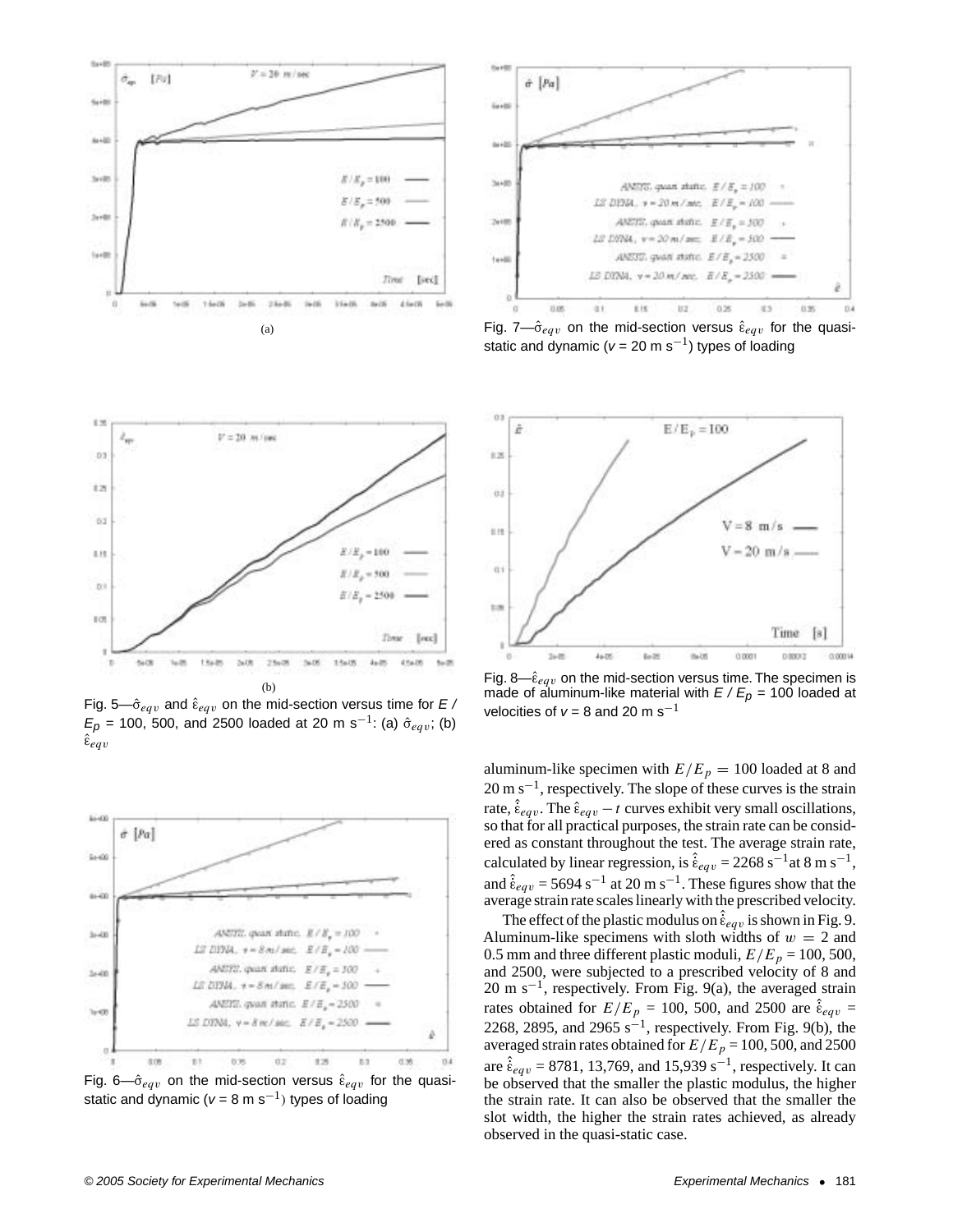Fig. 5—$\hat{\sigma}_{eqv}$ and $\hat{\varepsilon}_{eqv}$ on the mid-section versus time for $E / E_p$ = 100, 500, and 2500 loaded at 20 m s$^{-1}$: (a) $\hat{\sigma}_{eqv}$; (b) $\hat{\varepsilon}_{eqv}$

Fig. 6—$\hat{\sigma}_{eqv}$ on the mid-section versus $\hat{\varepsilon}_{eqv}$ for the quasi-static and dynamic ($v$ = 8 m s$^{-1}$) types of loading

Fig. 7—$\hat{\sigma}_{eqv}$ on the mid-section versus $\hat{\varepsilon}_{eqv}$ for the quasi-static and dynamic ($v$ = 20 m s$^{-1}$) types of loading

Fig. 8—$\hat{\varepsilon}_{eqv}$ on the mid-section versus time. The specimen is made of aluminum-like material with $E / E_p$ = 100 loaded at velocities of $v$ = 8 and 20 m s$^{-1}$

aluminum-like specimen with $E/E_p = 100$ loaded at 8 and 20 m s$^{-1}$, respectively. The slope of these curves is the strain rate, $\dot{\hat{\varepsilon}}_{eqv}$. The $\hat{\varepsilon}_{eqv} - t$ curves exhibit very small oscillations, so that for all practical purposes, the strain rate can be considered as constant throughout the test. The average strain rate, calculated by linear regression, is $\dot{\hat{\varepsilon}}_{eqv}$ = 2268 s$^{-1}$ at 8 m s$^{-1}$, and $\dot{\hat{\varepsilon}}_{eqv}$ = 5694 s$^{-1}$ at 20 m s$^{-1}$. These figures show that the average strain rate scales linearly with the prescribed velocity.

The effect of the plastic modulus on $\dot{\hat{\varepsilon}}_{eqv}$ is shown in Fig. 9. Aluminum-like specimens with sloth widths of $w = 2$ and 0.5 mm and three different plastic moduli, $E/E_p$ = 100, 500, and 2500, were subjected to a prescribed velocity of 8 and 20 m s$^{-1}$, respectively. From Fig. 9(a), the averaged strain rates obtained for $E/E_p$ = 100, 500, and 2500 are $\dot{\hat{\varepsilon}}_{eqv}$ = 2268, 2895, and 2965 s$^{-1}$, respectively. From Fig. 9(b), the averaged strain rates obtained for $E/E_p$ = 100, 500, and 2500 are $\dot{\hat{\varepsilon}}_{eqv}$ = 8781, 13,769, and 15,939 s$^{-1}$, respectively. It can be observed that the smaller the plastic modulus, the higher the strain rate. It can also be observed that the smaller the slot width, the higher the strain rates achieved, as already observed in the quasi-static case.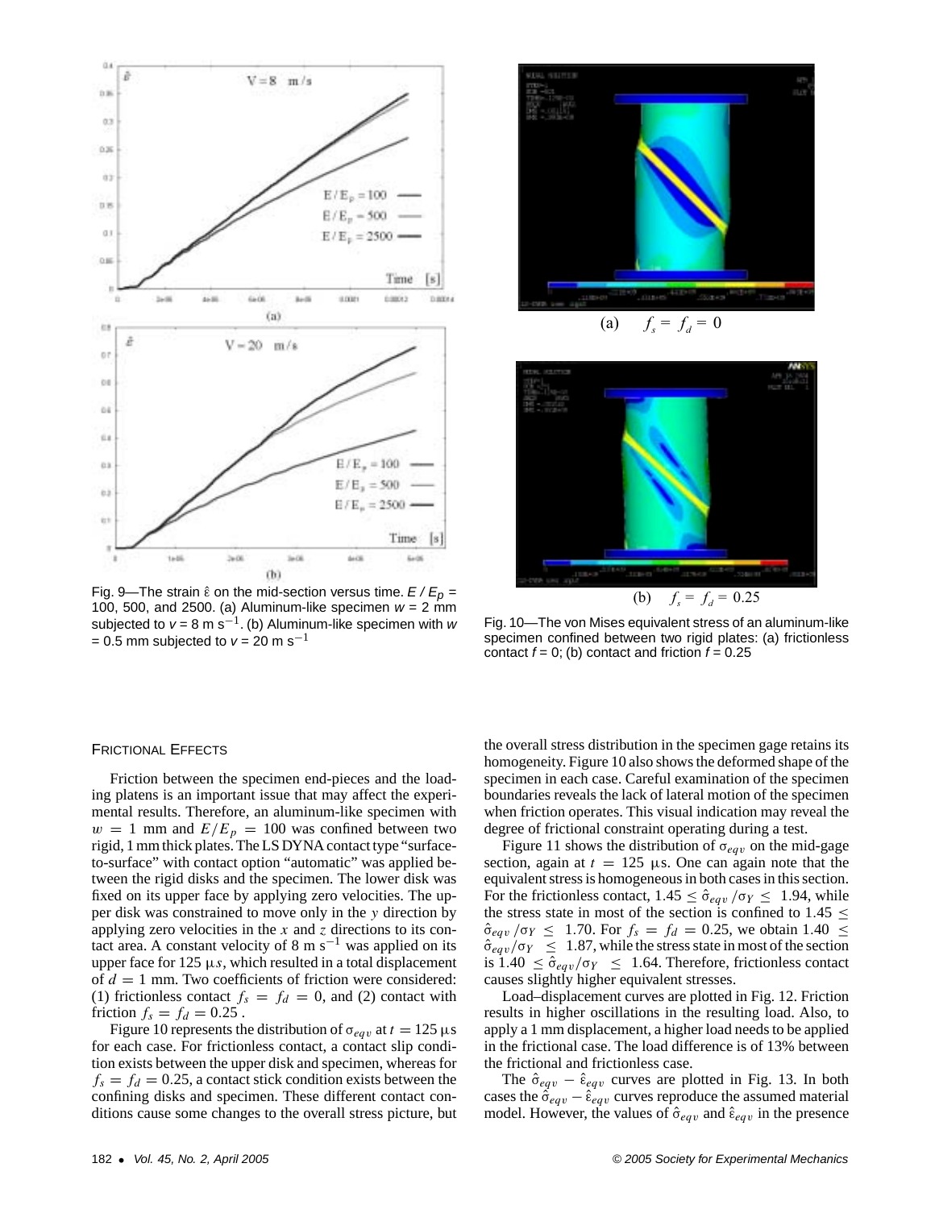Fig. 9—The strain $\hat{\varepsilon}$ on the mid-section versus time. $E/E_p$ = 100, 500, and 2500. (a) Aluminum-like specimen $w$ = 2 mm subjected to $v$ = 8 m s$^{-1}$. (b) Aluminum-like specimen with $w$ = 0.5 mm subjected to $v$ = 20 m s$^{-1}$

Fig. 10—The von Mises equivalent stress of an aluminum-like specimen confined between two rigid plates: (a) frictionless contact $f$ = 0; (b) contact and friction $f$ = 0.25

## Frictional Effects

Friction between the specimen end-pieces and the loading platens is an important issue that may affect the experimental results. Therefore, an aluminum-like specimen with $w = 1$ mm and $E/E_p = 100$ was confined between two rigid, 1 mm thick plates. The LS DYNA contact type "surface-to-surface" with contact option "automatic" was applied between the rigid disks and the specimen. The lower disk was fixed on its upper face by applying zero velocities. The upper disk was constrained to move only in the $y$ direction by applying zero velocities in the $x$ and $z$ directions to its contact area. A constant velocity of 8 m s$^{-1}$ was applied on its upper face for 125 $\mu s$, which resulted in a total displacement of $d = 1$ mm. Two coefficients of friction were considered: (1) frictionless contact $f_s = f_d = 0$, and (2) contact with friction $f_s = f_d = 0.25$ .

Figure 10 represents the distribution of $\sigma_{eqv}$ at $t = 125$ $\mu$s for each case. For frictionless contact, a contact slip condition exists between the upper disk and specimen, whereas for $f_s = f_d = 0.25$, a contact stick condition exists between the confining disks and specimen. These different contact conditions cause some changes to the overall stress picture, but the overall stress distribution in the specimen gage retains its homogeneity. Figure 10 also shows the deformed shape of the specimen in each case. Careful examination of the specimen boundaries reveals the lack of lateral motion of the specimen when friction operates. This visual indication may reveal the degree of frictional constraint operating during a test.

Figure 11 shows the distribution of $\sigma_{eqv}$ on the mid-gage section, again at $t = 125$ $\mu$s. One can again note that the equivalent stress is homogeneous in both cases in this section. For the frictionless contact, $1.45 \leq \hat{\sigma}_{eqv}/\sigma_Y \leq 1.94$, while the stress state in most of the section is confined to $1.45 \leq \hat{\sigma}_{eqv}/\sigma_Y \leq 1.70$. For $f_s = f_d = 0.25$, we obtain $1.40 \leq \hat{\sigma}_{eqv}/\sigma_Y \leq 1.87$, while the stress state in most of the section is $1.40 \leq \hat{\sigma}_{eqv}/\sigma_Y \leq 1.64$. Therefore, frictionless contact causes slightly higher equivalent stresses.

Load–displacement curves are plotted in Fig. 12. Friction results in higher oscillations in the resulting load. Also, to apply a 1 mm displacement, a higher load needs to be applied in the frictional case. The load difference is of 13% between the frictional and frictionless case.

The $\hat{\sigma}_{eqv} - \hat{\varepsilon}_{eqv}$ curves are plotted in Fig. 13. In both cases the $\hat{\sigma}_{eqv} - \hat{\varepsilon}_{eqv}$ curves reproduce the assumed material model. However, the values of $\hat{\sigma}_{eqv}$ and $\hat{\varepsilon}_{eqv}$ in the presence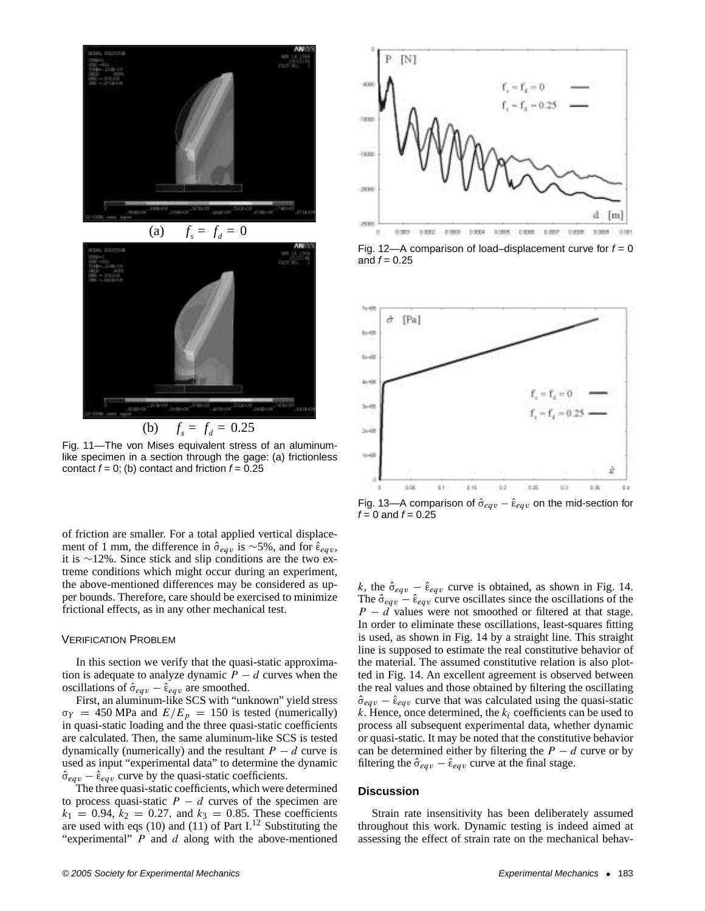(a) $f_s = f_d = 0$

(b) $f_s = f_d = 0.25$

Fig. 11—The von Mises equivalent stress of an aluminum-like specimen in a section through the gage: (a) frictionless contact $f = 0$; (b) contact and friction $f = 0.25$

Fig. 12—A comparison of load–displacement curve for $f = 0$ and $f = 0.25$

Fig. 13—A comparison of $\hat{\sigma}_{eqv} - \hat{\varepsilon}_{eqv}$ on the mid-section for $f = 0$ and $f = 0.25$

of friction are smaller. For a total applied vertical displacement of 1 mm, the difference in $\hat{\sigma}_{eqv}$ is ~5%, and for $\hat{\varepsilon}_{eqv}$, it is ~12%. Since stick and slip conditions are the two extreme conditions which might occur during an experiment, the above-mentioned differences may be considered as upper bounds. Therefore, care should be exercised to minimize frictional effects, as in any other mechanical test.

## Verification Problem

In this section we verify that the quasi-static approximation is adequate to analyze dynamic $P - d$ curves when the oscillations of $\hat{\sigma}_{eqv} - \hat{\varepsilon}_{eqv}$ are smoothed.

First, an aluminum-like SCS with "unknown" yield stress $\sigma_Y = 450$ MPa and $E/E_p = 150$ is tested (numerically) in quasi-static loading and the three quasi-static coefficients are calculated. Then, the same aluminum-like SCS is tested dynamically (numerically) and the resultant $P - d$ curve is used as input "experimental data" to determine the dynamic $\hat{\sigma}_{eqv} - \hat{\varepsilon}_{eqv}$ curve by the quasi-static coefficients.

The three quasi-static coefficients, which were determined to process quasi-static $P - d$ curves of the specimen are $k_1 = 0.94$, $k_2 = 0.27$, and $k_3 = 0.85$. These coefficients are used with eqs (10) and (11) of Part I.[12] Substituting the "experimental" $P$ and $d$ along with the above-mentioned $k$, the $\hat{\sigma}_{eqv} - \hat{\varepsilon}_{eqv}$ curve is obtained, as shown in Fig. 14. The $\hat{\sigma}_{eqv} - \hat{\varepsilon}_{eqv}$ curve oscillates since the oscillations of the $P - d$ values were not smoothed or filtered at that stage. In order to eliminate these oscillations, least-squares fitting is used, as shown in Fig. 14 by a straight line. This straight line is supposed to estimate the real constitutive behavior of the material. The assumed constitutive relation is also plotted in Fig. 14. An excellent agreement is observed between the real values and those obtained by filtering the oscillating $\hat{\sigma}_{eqv} - \hat{\varepsilon}_{eqv}$ curve that was calculated using the quasi-static $k$. Hence, once determined, the $k_i$ coefficients can be used to process all subsequent experimental data, whether dynamic or quasi-static. It may be noted that the constitutive behavior can be determined either by filtering the $P - d$ curve or by filtering the $\hat{\sigma}_{eqv} - \hat{\varepsilon}_{eqv}$ curve at the final stage.

## Discussion

Strain rate insensitivity has been deliberately assumed throughout this work. Dynamic testing is indeed aimed at assessing the effect of strain rate on the mechanical behav-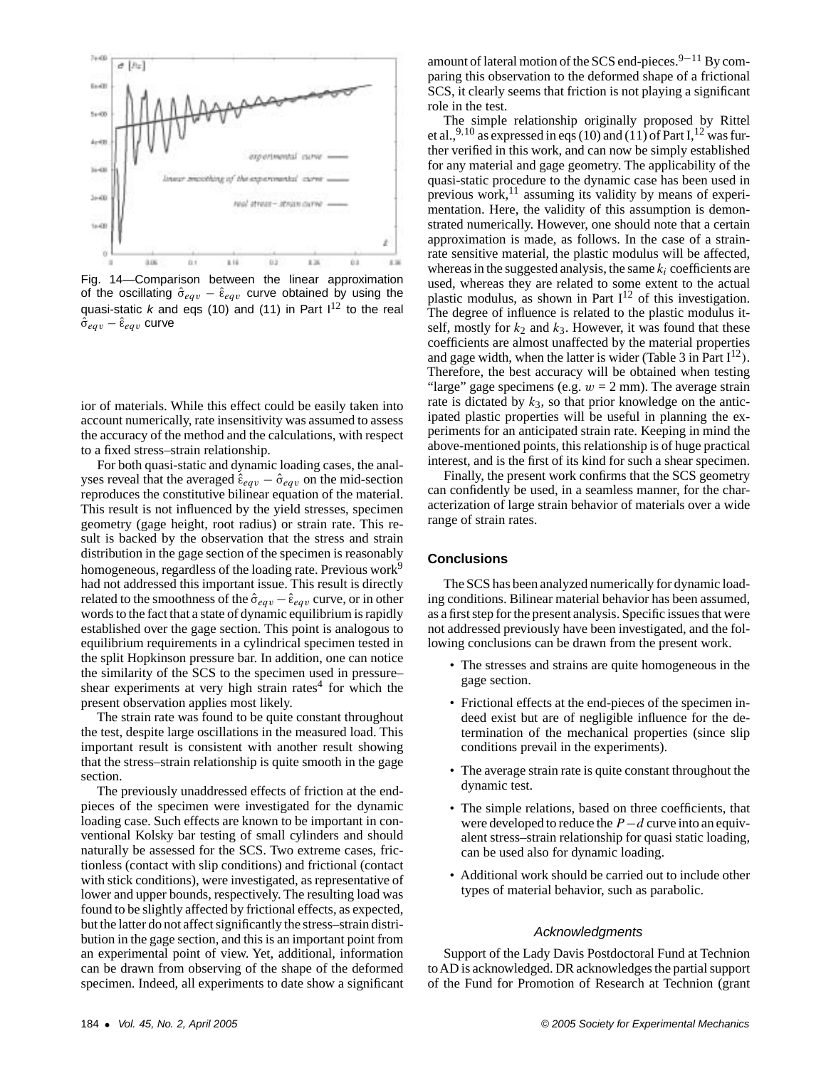Fig. 14—Comparison between the linear approximation of the oscillating $\hat{\sigma}_{eqv} - \hat{\varepsilon}_{eqv}$ curve obtained by using the quasi-static $k$ and eqs (10) and (11) in Part I[12] to the real $\hat{\sigma}_{eqv} - \hat{\varepsilon}_{eqv}$ curve

ior of materials. While this effect could be easily taken into account numerically, rate insensitivity was assumed to assess the accuracy of the method and the calculations, with respect to a fixed stress–strain relationship.

For both quasi-static and dynamic loading cases, the analyses reveal that the averaged $\hat{\varepsilon}_{eqv} - \hat{\sigma}_{eqv}$ on the mid-section reproduces the constitutive bilinear equation of the material. This result is not influenced by the yield stresses, specimen geometry (gage height, root radius) or strain rate. This result is backed by the observation that the stress and strain distribution in the gage section of the specimen is reasonably homogeneous, regardless of the loading rate. Previous work[9] had not addressed this important issue. This result is directly related to the smoothness of the $\hat{\sigma}_{eqv} - \hat{\varepsilon}_{eqv}$ curve, or in other words to the fact that a state of dynamic equilibrium is rapidly established over the gage section. This point is analogous to equilibrium requirements in a cylindrical specimen tested in the split Hopkinson pressure bar. In addition, one can notice the similarity of the SCS to the specimen used in pressure–shear experiments at very high strain rates[4] for which the present observation applies most likely.

The strain rate was found to be quite constant throughout the test, despite large oscillations in the measured load. This important result is consistent with another result showing that the stress–strain relationship is quite smooth in the gage section.

The previously unaddressed effects of friction at the end-pieces of the specimen were investigated for the dynamic loading case. Such effects are known to be important in conventional Kolsky bar testing of small cylinders and should naturally be assessed for the SCS. Two extreme cases, frictionless (contact with slip conditions) and frictional (contact with stick conditions), were investigated, as representative of lower and upper bounds, respectively. The resulting load was found to be slightly affected by frictional effects, as expected, but the latter do not affect significantly the stress–strain distribution in the gage section, and this is an important point from an experimental point of view. Yet, additional, information can be drawn from observing of the shape of the deformed specimen. Indeed, all experiments to date show a significant amount of lateral motion of the SCS end-pieces.[9−11] By comparing this observation to the deformed shape of a frictional SCS, it clearly seems that friction is not playing a significant role in the test.

The simple relationship originally proposed by Rittel et al.,[9,10] as expressed in eqs (10) and (11) of Part I,[12] was further verified in this work, and can now be simply established for any material and gage geometry. The applicability of the quasi-static procedure to the dynamic case has been used in previous work,[11] assuming its validity by means of experimentation. Here, the validity of this assumption is demonstrated numerically. However, one should note that a certain approximation is made, as follows. In the case of a strain-rate sensitive material, the plastic modulus will be affected, whereas in the suggested analysis, the same $k_i$ coefficients are used, whereas they are related to some extent to the actual plastic modulus, as shown in Part I[12] of this investigation. The degree of influence is related to the plastic modulus itself, mostly for $k_2$ and $k_3$. However, it was found that these coefficients are almost unaffected by the material properties and gage width, when the latter is wider (Table 3 in Part I[12]). Therefore, the best accuracy will be obtained when testing “large” gage specimens (e.g. $w = 2$ mm). The average strain rate is dictated by $k_3$, so that prior knowledge on the anticipated plastic properties will be useful in planning the experiments for an anticipated strain rate. Keeping in mind the above-mentioned points, this relationship is of huge practical interest, and is the first of its kind for such a shear specimen.

Finally, the present work confirms that the SCS geometry can confidently be used, in a seamless manner, for the characterization of large strain behavior of materials over a wide range of strain rates.

## Conclusions

The SCS has been analyzed numerically for dynamic loading conditions. Bilinear material behavior has been assumed, as a first step for the present analysis. Specific issues that were not addressed previously have been investigated, and the following conclusions can be drawn from the present work.

- The stresses and strains are quite homogeneous in the gage section.
- Frictional effects at the end-pieces of the specimen indeed exist but are of negligible influence for the determination of the mechanical properties (since slip conditions prevail in the experiments).
- The average strain rate is quite constant throughout the dynamic test.
- The simple relations, based on three coefficients, that were developed to reduce the $P-d$ curve into an equivalent stress–strain relationship for quasi static loading, can be used also for dynamic loading.
- Additional work should be carried out to include other types of material behavior, such as parabolic.

### Acknowledgments

Support of the Lady Davis Postdoctoral Fund at Technion to AD is acknowledged. DR acknowledges the partial support of the Fund for Promotion of Research at Technion (grant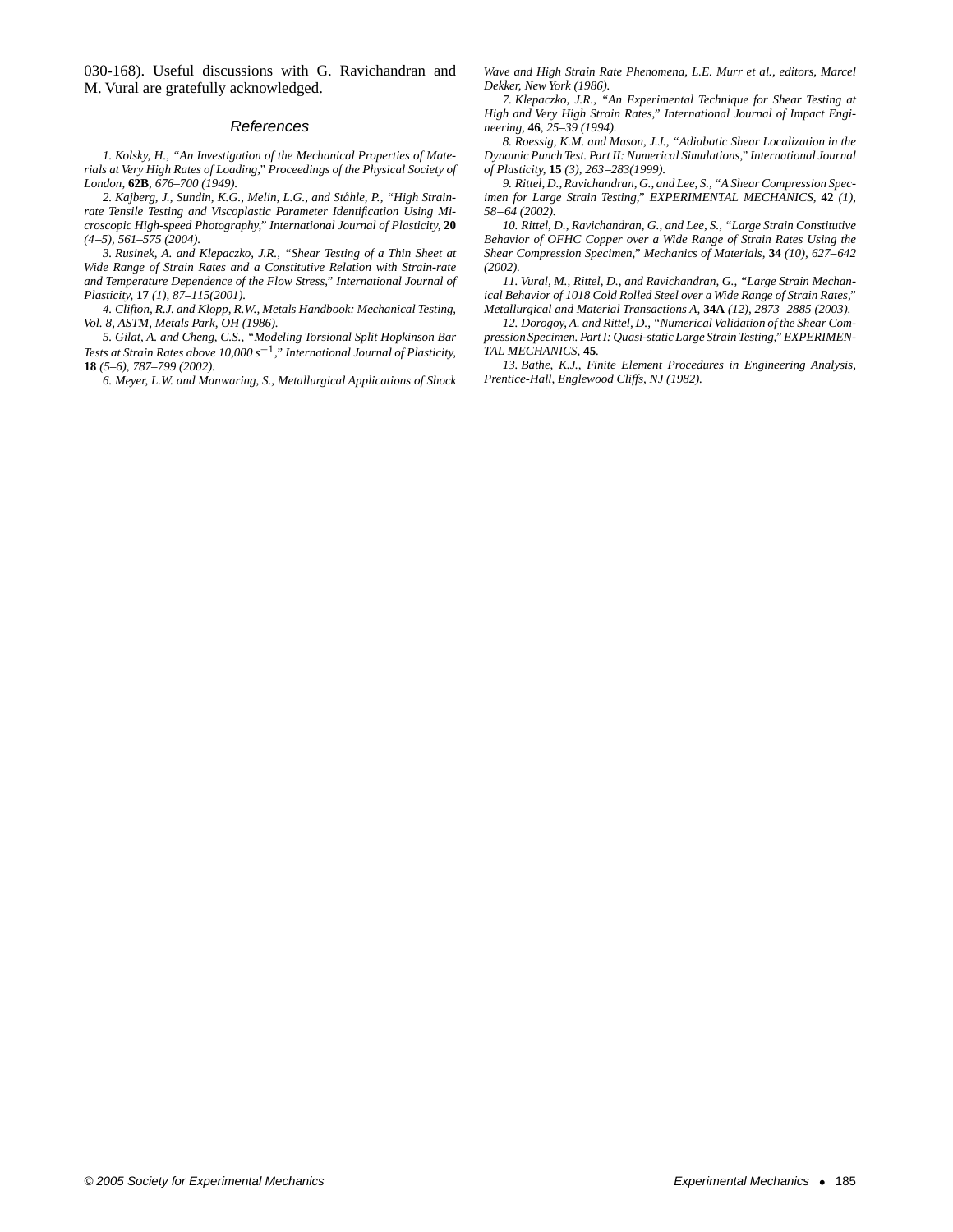030-168). Useful discussions with G. Ravichandran and M. Vural are gratefully acknowledged.

## References

1. Kolsky, H., "An Investigation of the Mechanical Properties of Materials at Very High Rates of Loading," *Proceedings of the Physical Society of London*, **62B**, 676–700 (1949).

2. Kajberg, J., Sundin, K.G., Melin, L.G., and Ståhle, P., "High Strain-rate Tensile Testing and Viscoplastic Parameter Identification Using Microscopic High-speed Photography," *International Journal of Plasticity*, **20** (4–5), 561–575 (2004).

3. Rusinek, A. and Klepaczko, J.R., "Shear Testing of a Thin Sheet at Wide Range of Strain Rates and a Constitutive Relation with Strain-rate and Temperature Dependence of the Flow Stress," *International Journal of Plasticity*, **17** (1), 87–115(2001).

4. Clifton, R.J. and Klopp, R.W., *Metals Handbook: Mechanical Testing*, Vol. 8, ASTM, Metals Park, OH (1986).

5. Gilat, A. and Cheng, C.S., "Modeling Torsional Split Hopkinson Bar Tests at Strain Rates above 10,000 $s^{-1}$," *International Journal of Plasticity*, **18** (5–6), 787–799 (2002).

6. Meyer, L.W. and Manwaring, S., *Metallurgical Applications of Shock Wave and High Strain Rate Phenomena*, L.E. Murr et al., editors, Marcel Dekker, New York (1986).

7. Klepaczko, J.R., "An Experimental Technique for Shear Testing at High and Very High Strain Rates," *International Journal of Impact Engineering*, **46**, 25–39 (1994).

8. Roessig, K.M. and Mason, J.J., "Adiabatic Shear Localization in the Dynamic Punch Test. Part II: Numerical Simulations," *International Journal of Plasticity*, **15** (3), 263–283(1999).

9. Rittel, D., Ravichandran, G., and Lee, S., "A Shear Compression Specimen for Large Strain Testing," *EXPERIMENTAL MECHANICS*, **42** (1), 58–64 (2002).

10. Rittel, D., Ravichandran, G., and Lee, S., "Large Strain Constitutive Behavior of OFHC Copper over a Wide Range of Strain Rates Using the Shear Compression Specimen," *Mechanics of Materials*, **34** (10), 627–642 (2002).

11. Vural, M., Rittel, D., and Ravichandran, G., "Large Strain Mechanical Behavior of 1018 Cold Rolled Steel over a Wide Range of Strain Rates," *Metallurgical and Material Transactions A*, **34A** (12), 2873–2885 (2003).

12. Dorogoy, A. and Rittel, D., "Numerical Validation of the Shear Compression Specimen. Part I: Quasi-static Large Strain Testing," *EXPERIMENTAL MECHANICS*, **45**.

13. Bathe, K.J., *Finite Element Procedures in Engineering Analysis*, Prentice-Hall, Englewood Cliffs, NJ (1982).